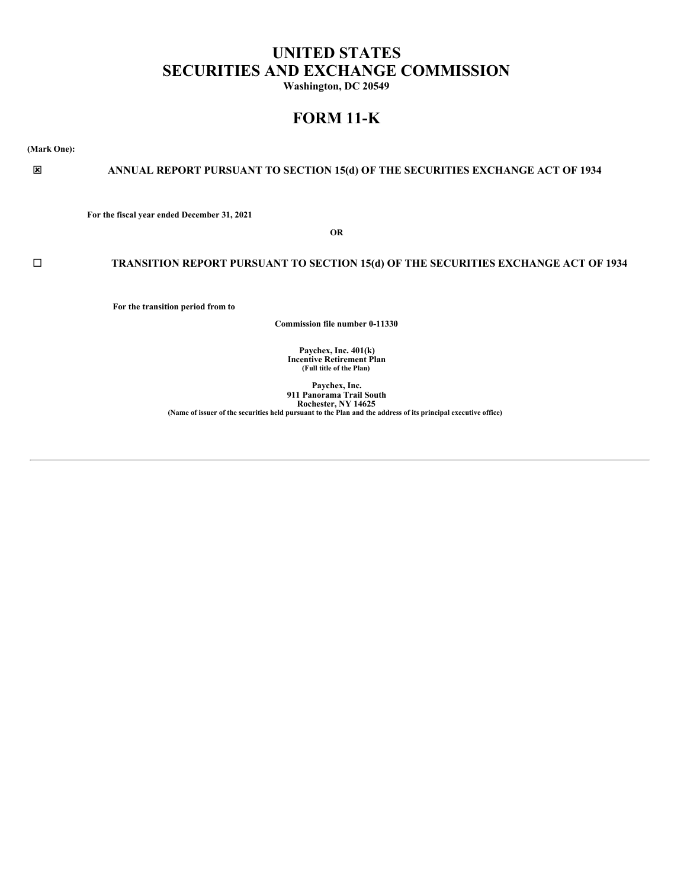# UNITED STATES
# SECURITIES AND EXCHANGE COMMISSION

**Washington, DC 20549**

# FORM 11-K

**(Mark One):**

☒ **ANNUAL REPORT PURSUANT TO SECTION 15(d) OF THE SECURITIES EXCHANGE ACT OF 1934**

**For the fiscal year ended December 31, 2021**

**OR**

☐ **TRANSITION REPORT PURSUANT TO SECTION 15(d) OF THE SECURITIES EXCHANGE ACT OF 1934**

**For the transition period from to**

**Commission file number 0-11330**

**Paychex, Inc. 401(k)**
**Incentive Retirement Plan**
**(Full title of the Plan)**

**Paychex, Inc.**
**911 Panorama Trail South**
**Rochester, NY 14625**
**(Name of issuer of the securities held pursuant to the Plan and the address of its principal executive office)**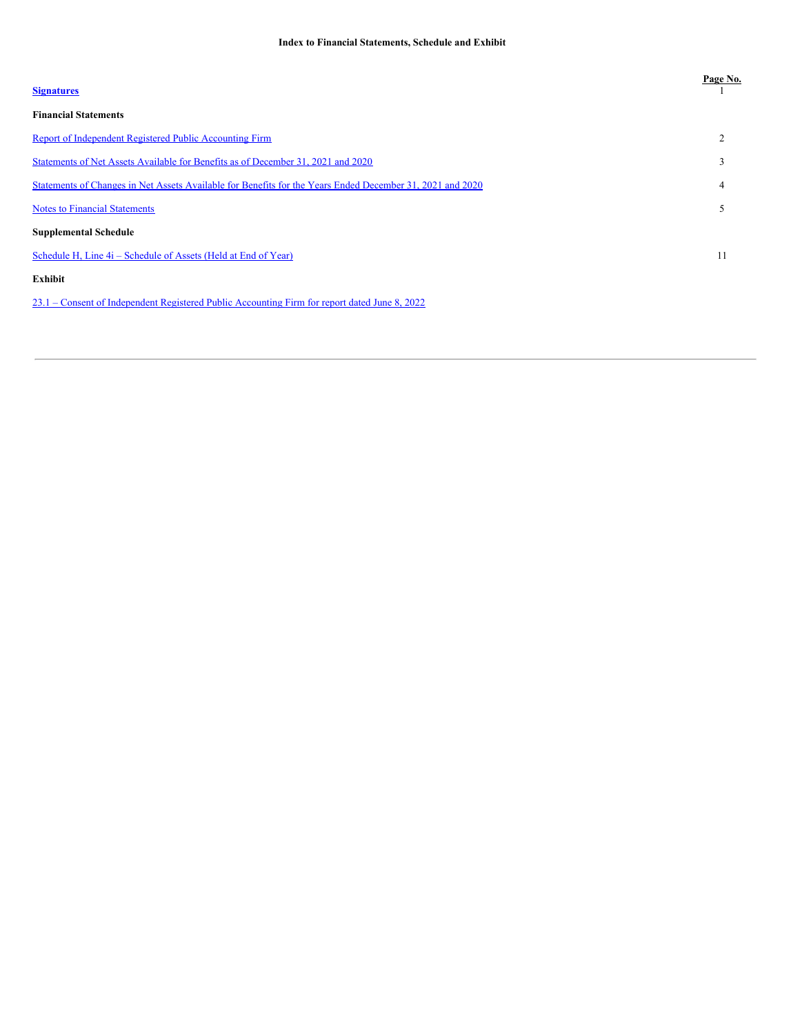# Index to Financial Statements, Schedule and Exhibit

| | Page No. |
|---|---|
| **Signatures** | 1 |
| **Financial Statements** | |
| Report of Independent Registered Public Accounting Firm | 2 |
| Statements of Net Assets Available for Benefits as of December 31, 2021 and 2020 | 3 |
| Statements of Changes in Net Assets Available for Benefits for the Years Ended December 31, 2021 and 2020 | 4 |
| Notes to Financial Statements | 5 |
| **Supplemental Schedule** | |
| Schedule H, Line 4i – Schedule of Assets (Held at End of Year) | 11 |
| **Exhibit** | |
| 23.1 – Consent of Independent Registered Public Accounting Firm for report dated June 8, 2022 | |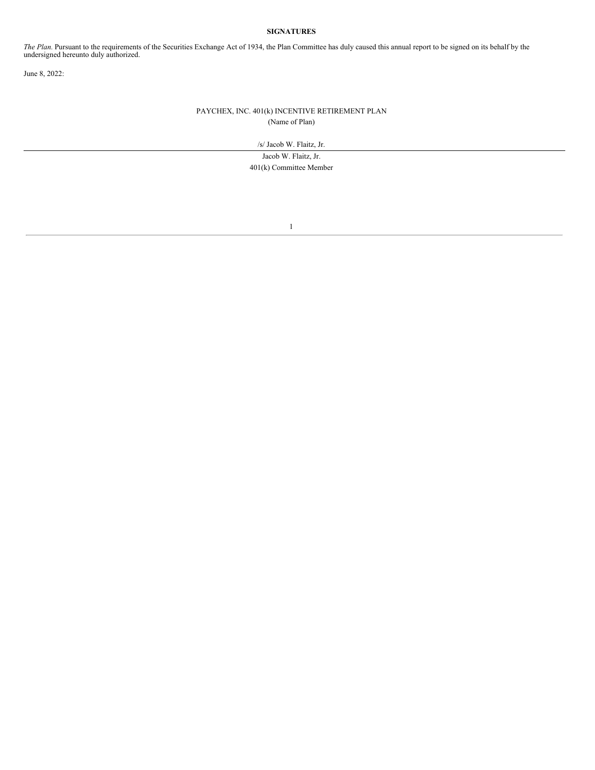**SIGNATURES**

*The Plan.* Pursuant to the requirements of the Securities Exchange Act of 1934, the Plan Committee has duly caused this annual report to be signed on its behalf by the undersigned hereunto duly authorized.

June 8, 2022:

PAYCHEX, INC. 401(k) INCENTIVE RETIREMENT PLAN
(Name of Plan)

/s/ Jacob W. Flaitz, Jr.

Jacob W. Flaitz, Jr.
401(k) Committee Member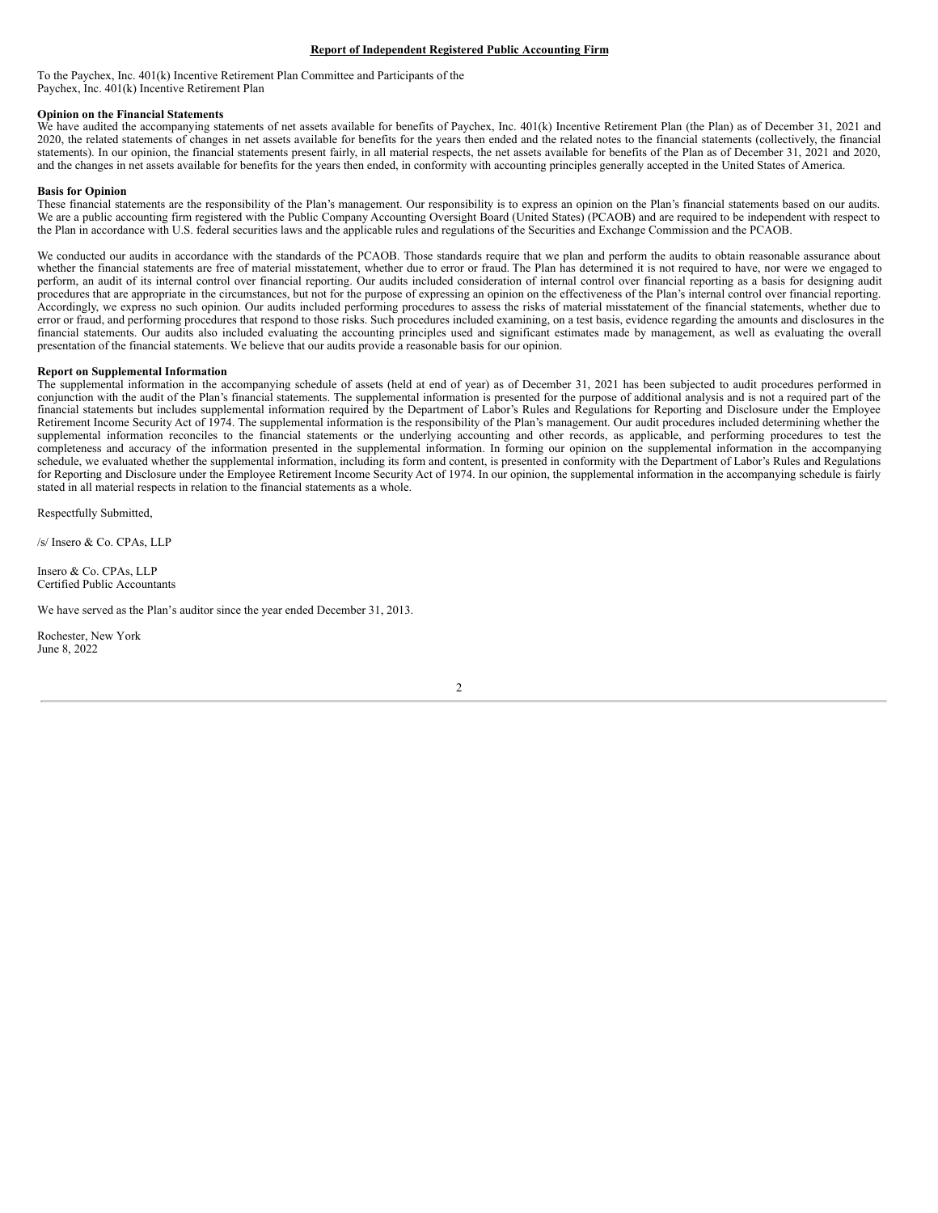## Report of Independent Registered Public Accounting Firm

To the Paychex, Inc. 401(k) Incentive Retirement Plan Committee and Participants of the
Paychex, Inc. 401(k) Incentive Retirement Plan

**Opinion on the Financial Statements**

We have audited the accompanying statements of net assets available for benefits of Paychex, Inc. 401(k) Incentive Retirement Plan (the Plan) as of December 31, 2021 and 2020, the related statements of changes in net assets available for benefits for the years then ended and the related notes to the financial statements (collectively, the financial statements). In our opinion, the financial statements present fairly, in all material respects, the net assets available for benefits of the Plan as of December 31, 2021 and 2020, and the changes in net assets available for benefits for the years then ended, in conformity with accounting principles generally accepted in the United States of America.

**Basis for Opinion**

These financial statements are the responsibility of the Plan's management. Our responsibility is to express an opinion on the Plan's financial statements based on our audits. We are a public accounting firm registered with the Public Company Accounting Oversight Board (United States) (PCAOB) and are required to be independent with respect to the Plan in accordance with U.S. federal securities laws and the applicable rules and regulations of the Securities and Exchange Commission and the PCAOB.

We conducted our audits in accordance with the standards of the PCAOB. Those standards require that we plan and perform the audits to obtain reasonable assurance about whether the financial statements are free of material misstatement, whether due to error or fraud. The Plan has determined it is not required to have, nor were we engaged to perform, an audit of its internal control over financial reporting. Our audits included consideration of internal control over financial reporting as a basis for designing audit procedures that are appropriate in the circumstances, but not for the purpose of expressing an opinion on the effectiveness of the Plan's internal control over financial reporting. Accordingly, we express no such opinion. Our audits included performing procedures to assess the risks of material misstatement of the financial statements, whether due to error or fraud, and performing procedures that respond to those risks. Such procedures included examining, on a test basis, evidence regarding the amounts and disclosures in the financial statements. Our audits also included evaluating the accounting principles used and significant estimates made by management, as well as evaluating the overall presentation of the financial statements. We believe that our audits provide a reasonable basis for our opinion.

**Report on Supplemental Information**

The supplemental information in the accompanying schedule of assets (held at end of year) as of December 31, 2021 has been subjected to audit procedures performed in conjunction with the audit of the Plan's financial statements. The supplemental information is presented for the purpose of additional analysis and is not a required part of the financial statements but includes supplemental information required by the Department of Labor's Rules and Regulations for Reporting and Disclosure under the Employee Retirement Income Security Act of 1974. The supplemental information is the responsibility of the Plan's management. Our audit procedures included determining whether the supplemental information reconciles to the financial statements or the underlying accounting and other records, as applicable, and performing procedures to test the completeness and accuracy of the information presented in the supplemental information. In forming our opinion on the supplemental information in the accompanying schedule, we evaluated whether the supplemental information, including its form and content, is presented in conformity with the Department of Labor's Rules and Regulations for Reporting and Disclosure under the Employee Retirement Income Security Act of 1974. In our opinion, the supplemental information in the accompanying schedule is fairly stated in all material respects in relation to the financial statements as a whole.

Respectfully Submitted,

/s/ Insero & Co. CPAs, LLP

Insero & Co. CPAs, LLP
Certified Public Accountants

We have served as the Plan's auditor since the year ended December 31, 2013.

Rochester, New York
June 8, 2022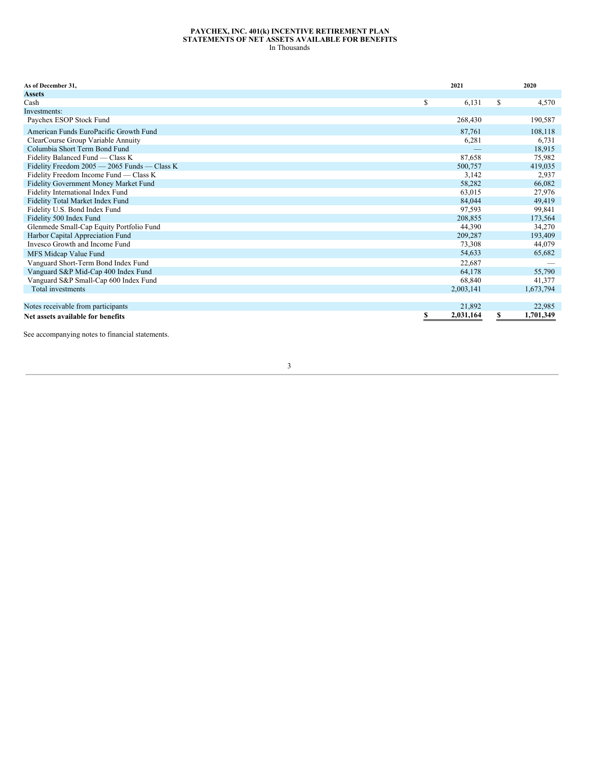**PAYCHEX, INC. 401(k) INCENTIVE RETIREMENT PLAN**
**STATEMENTS OF NET ASSETS AVAILABLE FOR BENEFITS**
In Thousands

| **As of December 31,** | **2021** | **2020** |
|---|---|---|
| **Assets** | | |
| Cash | $ 6,131 | $ 4,570 |
| Investments: | | |
| Paychex ESOP Stock Fund | 268,430 | 190,587 |
| American Funds EuroPacific Growth Fund | 87,761 | 108,118 |
| ClearCourse Group Variable Annuity | 6,281 | 6,731 |
| Columbia Short Term Bond Fund | — | 18,915 |
| Fidelity Balanced Fund — Class K | 87,658 | 75,982 |
| Fidelity Freedom 2005 — 2065 Funds — Class K | 500,757 | 419,035 |
| Fidelity Freedom Income Fund — Class K | 3,142 | 2,937 |
| Fidelity Government Money Market Fund | 58,282 | 66,082 |
| Fidelity International Index Fund | 63,015 | 27,976 |
| Fidelity Total Market Index Fund | 84,044 | 49,419 |
| Fidelity U.S. Bond Index Fund | 97,593 | 99,841 |
| Fidelity 500 Index Fund | 208,855 | 173,564 |
| Glenmede Small-Cap Equity Portfolio Fund | 44,390 | 34,270 |
| Harbor Capital Appreciation Fund | 209,287 | 193,409 |
| Invesco Growth and Income Fund | 73,308 | 44,079 |
| MFS Midcap Value Fund | 54,633 | 65,682 |
| Vanguard Short-Term Bond Index Fund | 22,687 | — |
| Vanguard S&P Mid-Cap 400 Index Fund | 64,178 | 55,790 |
| Vanguard S&P Small-Cap 600 Index Fund | 68,840 | 41,377 |
| Total investments | 2,003,141 | 1,673,794 |
| Notes receivable from participants | 21,892 | 22,985 |
| **Net assets available for benefits** | **$ 2,031,164** | **$ 1,701,349** |

See accompanying notes to financial statements.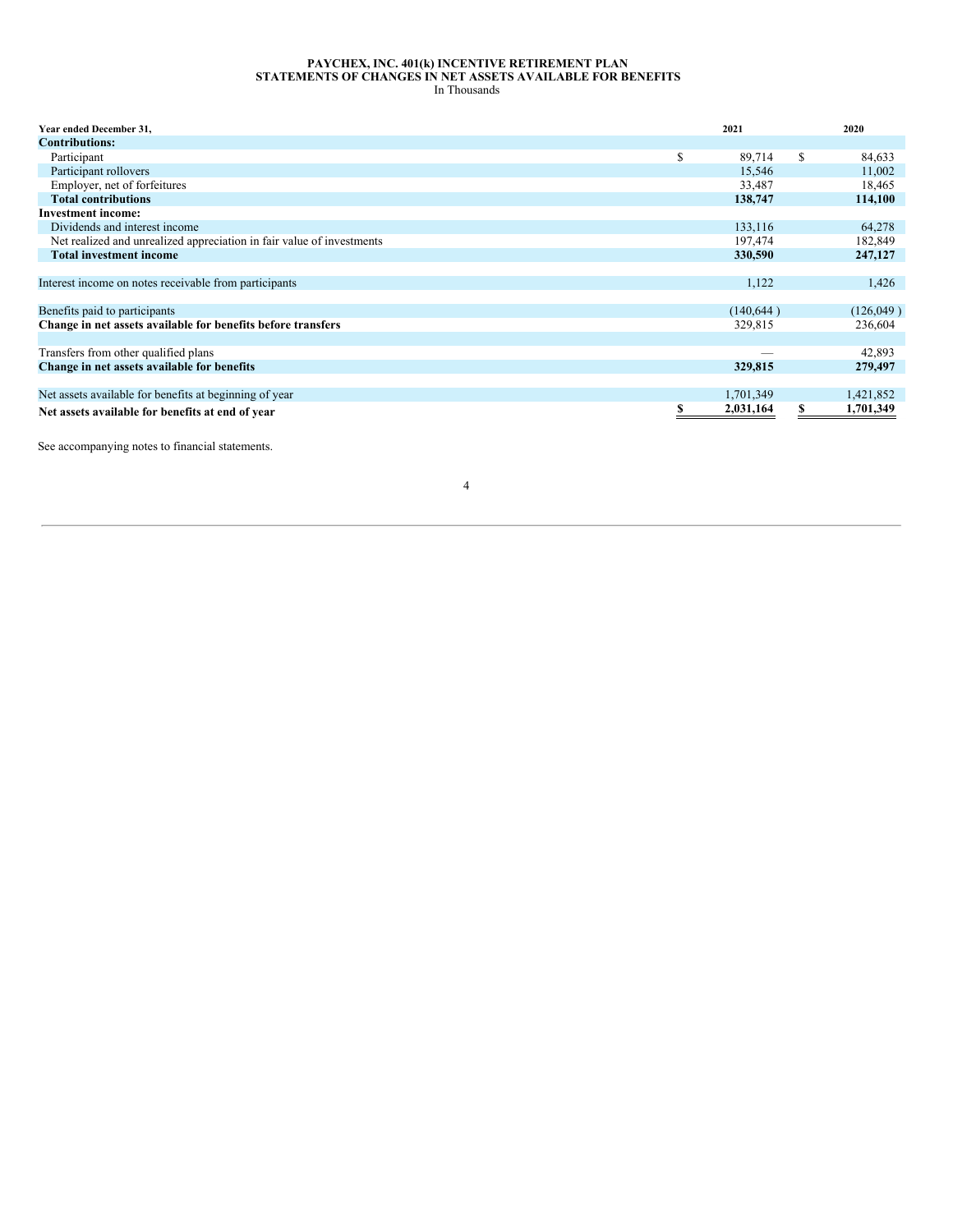**PAYCHEX, INC. 401(k) INCENTIVE RETIREMENT PLAN**
**STATEMENTS OF CHANGES IN NET ASSETS AVAILABLE FOR BENEFITS**
In Thousands

| Year ended December 31, | 2021 | 2020 |
|---|---|---|
| **Contributions:** | | |
| Participant | $ 89,714 | $ 84,633 |
| Participant rollovers | 15,546 | 11,002 |
| Employer, net of forfeitures | 33,487 | 18,465 |
| **Total contributions** | **138,747** | **114,100** |
| **Investment income:** | | |
| Dividends and interest income | 133,116 | 64,278 |
| Net realized and unrealized appreciation in fair value of investments | 197,474 | 182,849 |
| **Total investment income** | **330,590** | **247,127** |
| Interest income on notes receivable from participants | 1,122 | 1,426 |
| Benefits paid to participants | (140,644 ) | (126,049 ) |
| **Change in net assets available for benefits before transfers** | 329,815 | 236,604 |
| Transfers from other qualified plans | — | 42,893 |
| **Change in net assets available for benefits** | **329,815** | **279,497** |
| Net assets available for benefits at beginning of year | 1,701,349 | 1,421,852 |
| **Net assets available for benefits at end of year** | **$ 2,031,164** | **$ 1,701,349** |

See accompanying notes to financial statements.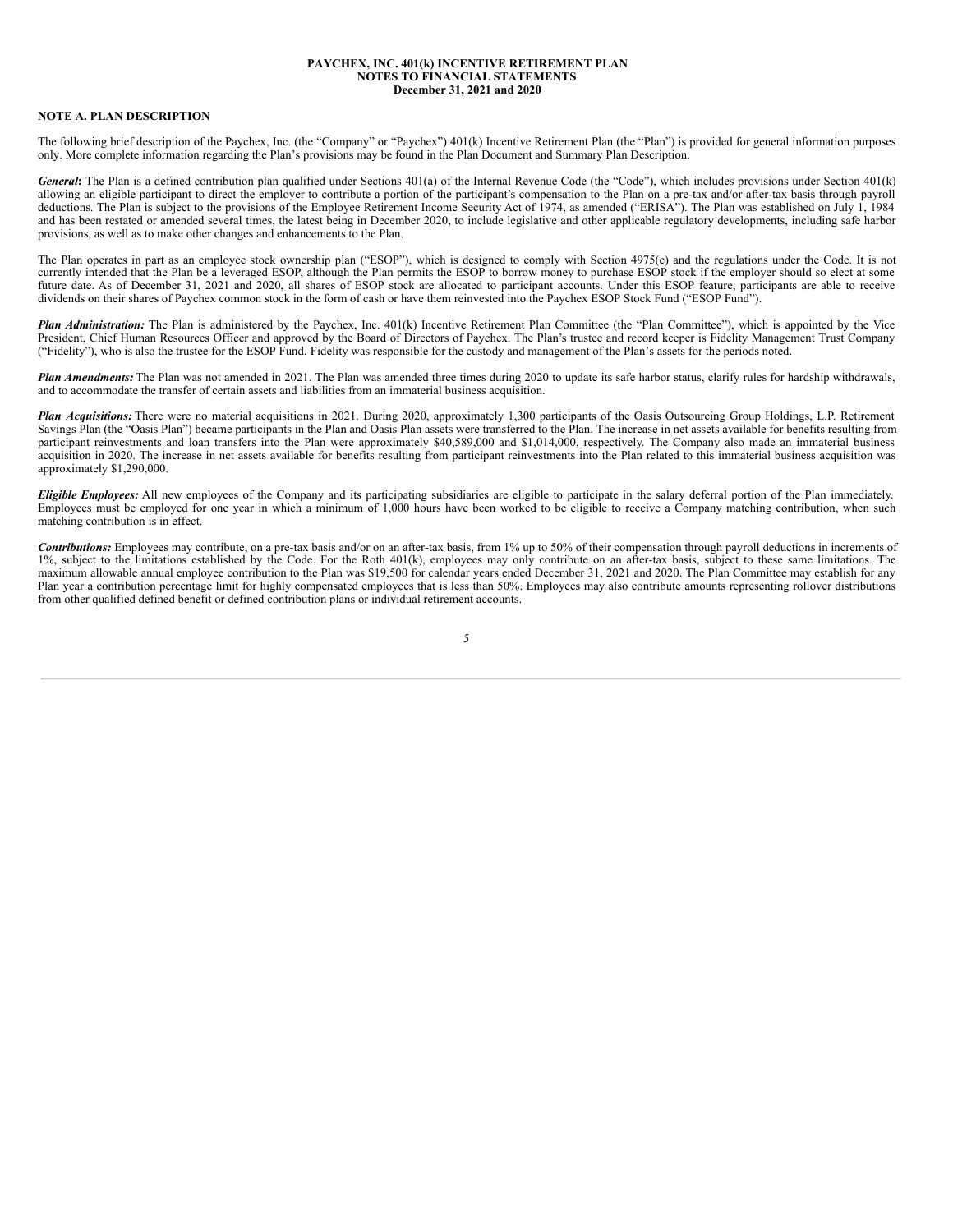**PAYCHEX, INC. 401(k) INCENTIVE RETIREMENT PLAN**
**NOTES TO FINANCIAL STATEMENTS**
**December 31, 2021 and 2020**

## NOTE A. PLAN DESCRIPTION

The following brief description of the Paychex, Inc. (the "Company" or "Paychex") 401(k) Incentive Retirement Plan (the "Plan") is provided for general information purposes only. More complete information regarding the Plan's provisions may be found in the Plan Document and Summary Plan Description.

***General*:** The Plan is a defined contribution plan qualified under Sections 401(a) of the Internal Revenue Code (the "Code"), which includes provisions under Section 401(k) allowing an eligible participant to direct the employer to contribute a portion of the participant's compensation to the Plan on a pre-tax and/or after-tax basis through payroll deductions. The Plan is subject to the provisions of the Employee Retirement Income Security Act of 1974, as amended ("ERISA"). The Plan was established on July 1, 1984 and has been restated or amended several times, the latest being in December 2020, to include legislative and other applicable regulatory developments, including safe harbor provisions, as well as to make other changes and enhancements to the Plan.

The Plan operates in part as an employee stock ownership plan ("ESOP"), which is designed to comply with Section 4975(e) and the regulations under the Code. It is not currently intended that the Plan be a leveraged ESOP, although the Plan permits the ESOP to borrow money to purchase ESOP stock if the employer should so elect at some future date. As of December 31, 2021 and 2020, all shares of ESOP stock are allocated to participant accounts. Under this ESOP feature, participants are able to receive dividends on their shares of Paychex common stock in the form of cash or have them reinvested into the Paychex ESOP Stock Fund ("ESOP Fund").

***Plan Administration:*** The Plan is administered by the Paychex, Inc. 401(k) Incentive Retirement Plan Committee (the "Plan Committee"), which is appointed by the Vice President, Chief Human Resources Officer and approved by the Board of Directors of Paychex. The Plan's trustee and record keeper is Fidelity Management Trust Company ("Fidelity"), who is also the trustee for the ESOP Fund. Fidelity was responsible for the custody and management of the Plan's assets for the periods noted.

***Plan Amendments:*** The Plan was not amended in 2021. The Plan was amended three times during 2020 to update its safe harbor status, clarify rules for hardship withdrawals, and to accommodate the transfer of certain assets and liabilities from an immaterial business acquisition.

***Plan Acquisitions:*** There were no material acquisitions in 2021. During 2020, approximately 1,300 participants of the Oasis Outsourcing Group Holdings, L.P. Retirement Savings Plan (the "Oasis Plan") became participants in the Plan and Oasis Plan assets were transferred to the Plan. The increase in net assets available for benefits resulting from participant reinvestments and loan transfers into the Plan were approximately $40,589,000 and $1,014,000, respectively. The Company also made an immaterial business acquisition in 2020. The increase in net assets available for benefits resulting from participant reinvestments into the Plan related to this immaterial business acquisition was approximately $1,290,000.

***Eligible Employees:*** All new employees of the Company and its participating subsidiaries are eligible to participate in the salary deferral portion of the Plan immediately. Employees must be employed for one year in which a minimum of 1,000 hours have been worked to be eligible to receive a Company matching contribution, when such matching contribution is in effect.

***Contributions:*** Employees may contribute, on a pre-tax basis and/or on an after-tax basis, from 1% up to 50% of their compensation through payroll deductions in increments of 1%, subject to the limitations established by the Code. For the Roth 401(k), employees may only contribute on an after-tax basis, subject to these same limitations. The maximum allowable annual employee contribution to the Plan was $19,500 for calendar years ended December 31, 2021 and 2020. The Plan Committee may establish for any Plan year a contribution percentage limit for highly compensated employees that is less than 50%. Employees may also contribute amounts representing rollover distributions from other qualified defined benefit or defined contribution plans or individual retirement accounts.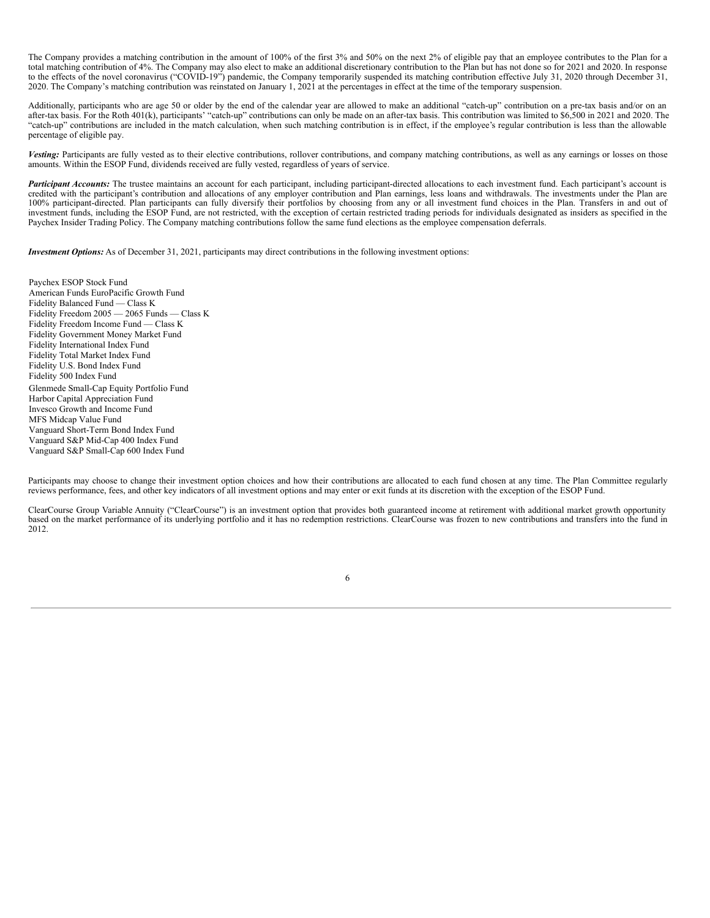The Company provides a matching contribution in the amount of 100% of the first 3% and 50% on the next 2% of eligible pay that an employee contributes to the Plan for a total matching contribution of 4%. The Company may also elect to make an additional discretionary contribution to the Plan but has not done so for 2021 and 2020. In response to the effects of the novel coronavirus ("COVID-19") pandemic, the Company temporarily suspended its matching contribution effective July 31, 2020 through December 31, 2020. The Company's matching contribution was reinstated on January 1, 2021 at the percentages in effect at the time of the temporary suspension.

Additionally, participants who are age 50 or older by the end of the calendar year are allowed to make an additional "catch-up" contribution on a pre-tax basis and/or on an after-tax basis. For the Roth 401(k), participants' "catch-up" contributions can only be made on an after-tax basis. This contribution was limited to $6,500 in 2021 and 2020. The "catch-up" contributions are included in the match calculation, when such matching contribution is in effect, if the employee's regular contribution is less than the allowable percentage of eligible pay.

***Vesting:*** Participants are fully vested as to their elective contributions, rollover contributions, and company matching contributions, as well as any earnings or losses on those amounts. Within the ESOP Fund, dividends received are fully vested, regardless of years of service.

***Participant Accounts:*** The trustee maintains an account for each participant, including participant-directed allocations to each investment fund. Each participant's account is credited with the participant's contribution and allocations of any employer contribution and Plan earnings, less loans and withdrawals. The investments under the Plan are 100% participant-directed. Plan participants can fully diversify their portfolios by choosing from any or all investment fund choices in the Plan. Transfers in and out of investment funds, including the ESOP Fund, are not restricted, with the exception of certain restricted trading periods for individuals designated as insiders as specified in the Paychex Insider Trading Policy. The Company matching contributions follow the same fund elections as the employee compensation deferrals.

***Investment Options:*** As of December 31, 2021, participants may direct contributions in the following investment options:

Paychex ESOP Stock Fund
American Funds EuroPacific Growth Fund
Fidelity Balanced Fund — Class K
Fidelity Freedom 2005 — 2065 Funds — Class K
Fidelity Freedom Income Fund — Class K
Fidelity Government Money Market Fund
Fidelity International Index Fund
Fidelity Total Market Index Fund
Fidelity U.S. Bond Index Fund
Fidelity 500 Index Fund
Glenmede Small-Cap Equity Portfolio Fund
Harbor Capital Appreciation Fund
Invesco Growth and Income Fund
MFS Midcap Value Fund
Vanguard Short-Term Bond Index Fund
Vanguard S&P Mid-Cap 400 Index Fund
Vanguard S&P Small-Cap 600 Index Fund

Participants may choose to change their investment option choices and how their contributions are allocated to each fund chosen at any time. The Plan Committee regularly reviews performance, fees, and other key indicators of all investment options and may enter or exit funds at its discretion with the exception of the ESOP Fund.

ClearCourse Group Variable Annuity ("ClearCourse") is an investment option that provides both guaranteed income at retirement with additional market growth opportunity based on the market performance of its underlying portfolio and it has no redemption restrictions. ClearCourse was frozen to new contributions and transfers into the fund in 2012.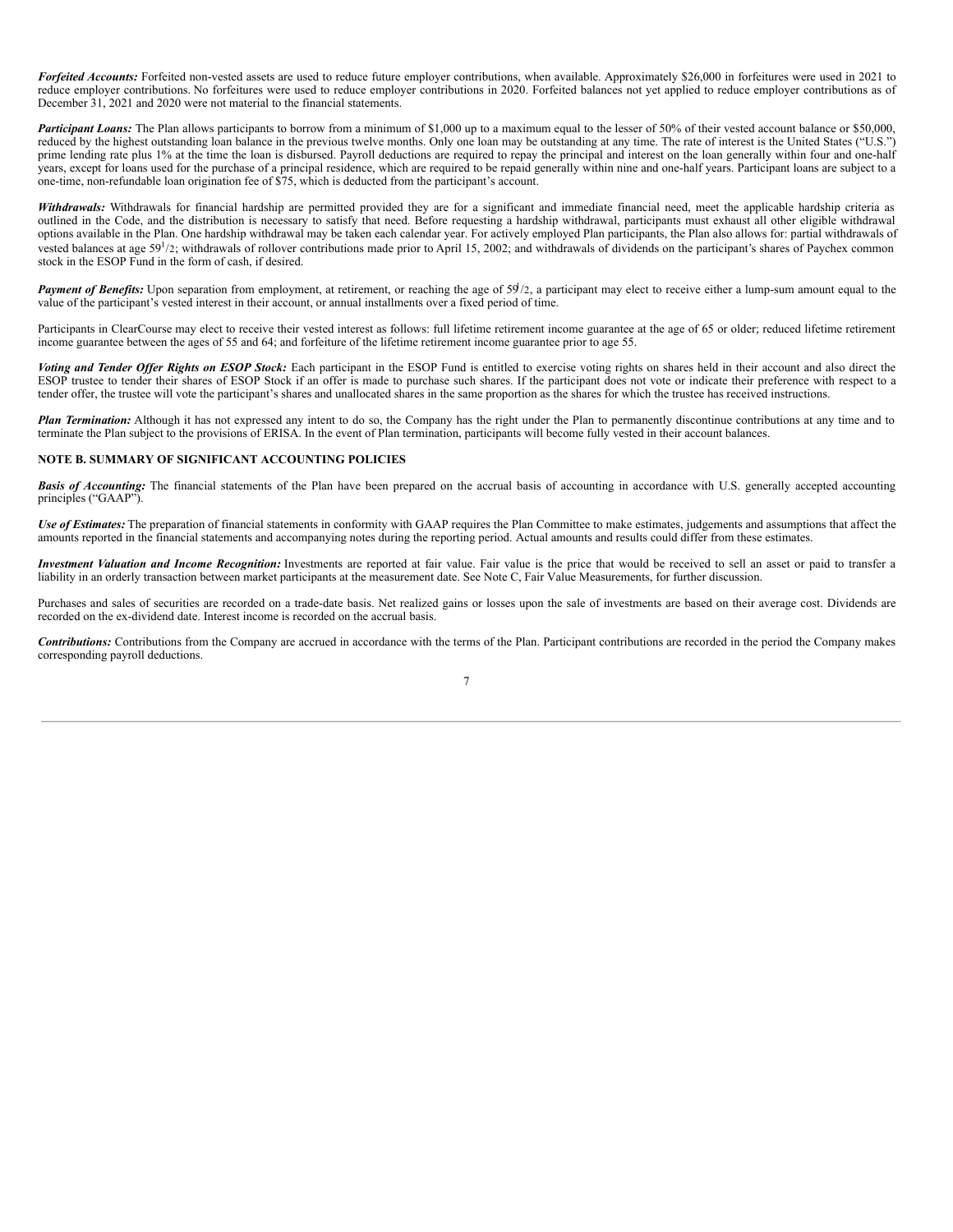***Forfeited Accounts:*** Forfeited non-vested assets are used to reduce future employer contributions, when available. Approximately $26,000 in forfeitures were used in 2021 to reduce employer contributions. No forfeitures were used to reduce employer contributions in 2020. Forfeited balances not yet applied to reduce employer contributions as of December 31, 2021 and 2020 were not material to the financial statements.

***Participant Loans:*** The Plan allows participants to borrow from a minimum of $1,000 up to a maximum equal to the lesser of 50% of their vested account balance or $50,000, reduced by the highest outstanding loan balance in the previous twelve months. Only one loan may be outstanding at any time. The rate of interest is the United States ("U.S.") prime lending rate plus 1% at the time the loan is disbursed. Payroll deductions are required to repay the principal and interest on the loan generally within four and one-half years, except for loans used for the purchase of a principal residence, which are required to be repaid generally within nine and one-half years. Participant loans are subject to a one-time, non-refundable loan origination fee of $75, which is deducted from the participant's account.

***Withdrawals:*** Withdrawals for financial hardship are permitted provided they are for a significant and immediate financial need, meet the applicable hardship criteria as outlined in the Code, and the distribution is necessary to satisfy that need. Before requesting a hardship withdrawal, participants must exhaust all other eligible withdrawal options available in the Plan. One hardship withdrawal may be taken each calendar year. For actively employed Plan participants, the Plan also allows for: partial withdrawals of vested balances at age 59 1/2; withdrawals of rollover contributions made prior to April 15, 2002; and withdrawals of dividends on the participant's shares of Paychex common stock in the ESOP Fund in the form of cash, if desired.

***Payment of Benefits:*** Upon separation from employment, at retirement, or reaching the age of 59 1/2, a participant may elect to receive either a lump-sum amount equal to the value of the participant's vested interest in their account, or annual installments over a fixed period of time.

Participants in ClearCourse may elect to receive their vested interest as follows: full lifetime retirement income guarantee at the age of 65 or older; reduced lifetime retirement income guarantee between the ages of 55 and 64; and forfeiture of the lifetime retirement income guarantee prior to age 55.

***Voting and Tender Offer Rights on ESOP Stock:*** Each participant in the ESOP Fund is entitled to exercise voting rights on shares held in their account and also direct the ESOP trustee to tender their shares of ESOP Stock if an offer is made to purchase such shares. If the participant does not vote or indicate their preference with respect to a tender offer, the trustee will vote the participant's shares and unallocated shares in the same proportion as the shares for which the trustee has received instructions.

***Plan Termination:*** Although it has not expressed any intent to do so, the Company has the right under the Plan to permanently discontinue contributions at any time and to terminate the Plan subject to the provisions of ERISA. In the event of Plan termination, participants will become fully vested in their account balances.

## NOTE B. SUMMARY OF SIGNIFICANT ACCOUNTING POLICIES

***Basis of Accounting:*** The financial statements of the Plan have been prepared on the accrual basis of accounting in accordance with U.S. generally accepted accounting principles ("GAAP").

***Use of Estimates:*** The preparation of financial statements in conformity with GAAP requires the Plan Committee to make estimates, judgements and assumptions that affect the amounts reported in the financial statements and accompanying notes during the reporting period. Actual amounts and results could differ from these estimates.

***Investment Valuation and Income Recognition:*** Investments are reported at fair value. Fair value is the price that would be received to sell an asset or paid to transfer a liability in an orderly transaction between market participants at the measurement date. See Note C, Fair Value Measurements, for further discussion.

Purchases and sales of securities are recorded on a trade-date basis. Net realized gains or losses upon the sale of investments are based on their average cost. Dividends are recorded on the ex-dividend date. Interest income is recorded on the accrual basis.

***Contributions:*** Contributions from the Company are accrued in accordance with the terms of the Plan. Participant contributions are recorded in the period the Company makes corresponding payroll deductions.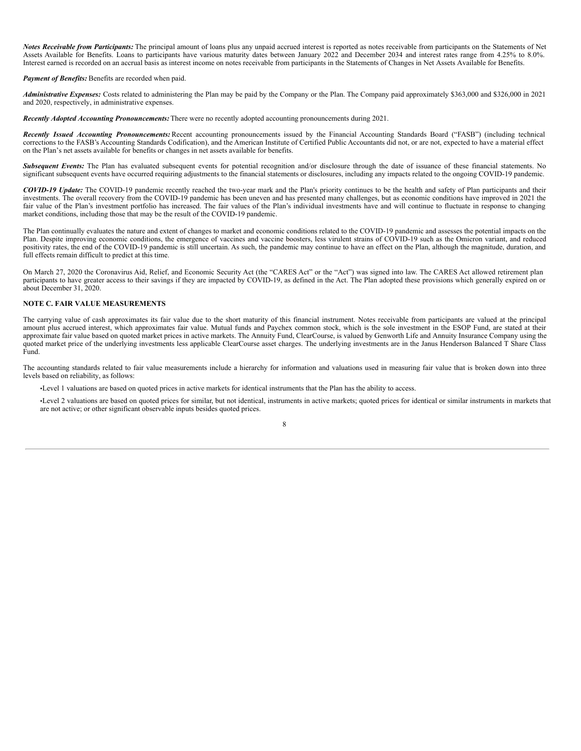***Notes Receivable from Participants:*** The principal amount of loans plus any unpaid accrued interest is reported as notes receivable from participants on the Statements of Net Assets Available for Benefits. Loans to participants have various maturity dates between January 2022 and December 2034 and interest rates range from 4.25% to 8.0%. Interest earned is recorded on an accrual basis as interest income on notes receivable from participants in the Statements of Changes in Net Assets Available for Benefits.

***Payment of Benefits:*** Benefits are recorded when paid.

***Administrative Expenses:*** Costs related to administering the Plan may be paid by the Company or the Plan. The Company paid approximately $363,000 and $326,000 in 2021 and 2020, respectively, in administrative expenses.

***Recently Adopted Accounting Pronouncements:*** There were no recently adopted accounting pronouncements during 2021.

***Recently Issued Accounting Pronouncements:*** Recent accounting pronouncements issued by the Financial Accounting Standards Board ("FASB") (including technical corrections to the FASB's Accounting Standards Codification), and the American Institute of Certified Public Accountants did not, or are not, expected to have a material effect on the Plan's net assets available for benefits or changes in net assets available for benefits.

***Subsequent Events:*** The Plan has evaluated subsequent events for potential recognition and/or disclosure through the date of issuance of these financial statements. No significant subsequent events have occurred requiring adjustments to the financial statements or disclosures, including any impacts related to the ongoing COVID-19 pandemic.

***COVID-19 Update:*** The COVID-19 pandemic recently reached the two-year mark and the Plan's priority continues to be the health and safety of Plan participants and their investments. The overall recovery from the COVID-19 pandemic has been uneven and has presented many challenges, but as economic conditions have improved in 2021 the fair value of the Plan's investment portfolio has increased. The fair values of the Plan's individual investments have and will continue to fluctuate in response to changing market conditions, including those that may be the result of the COVID-19 pandemic.

The Plan continually evaluates the nature and extent of changes to market and economic conditions related to the COVID-19 pandemic and assesses the potential impacts on the Plan. Despite improving economic conditions, the emergence of vaccines and vaccine boosters, less virulent strains of COVID-19 such as the Omicron variant, and reduced positivity rates, the end of the COVID-19 pandemic is still uncertain. As such, the pandemic may continue to have an effect on the Plan, although the magnitude, duration, and full effects remain difficult to predict at this time.

On March 27, 2020 the Coronavirus Aid, Relief, and Economic Security Act (the "CARES Act" or the "Act") was signed into law. The CARES Act allowed retirement plan participants to have greater access to their savings if they are impacted by COVID-19, as defined in the Act. The Plan adopted these provisions which generally expired on or about December 31, 2020.

**NOTE C. FAIR VALUE MEASUREMENTS**

The carrying value of cash approximates its fair value due to the short maturity of this financial instrument. Notes receivable from participants are valued at the principal amount plus accrued interest, which approximates fair value. Mutual funds and Paychex common stock, which is the sole investment in the ESOP Fund, are stated at their approximate fair value based on quoted market prices in active markets. The Annuity Fund, ClearCourse, is valued by Genworth Life and Annuity Insurance Company using the quoted market price of the underlying investments less applicable ClearCourse asset charges. The underlying investments are in the Janus Henderson Balanced T Share Class Fund.

The accounting standards related to fair value measurements include a hierarchy for information and valuations used in measuring fair value that is broken down into three levels based on reliability, as follows:

- Level 1 valuations are based on quoted prices in active markets for identical instruments that the Plan has the ability to access.
- Level 2 valuations are based on quoted prices for similar, but not identical, instruments in active markets; quoted prices for identical or similar instruments in markets that are not active; or other significant observable inputs besides quoted prices.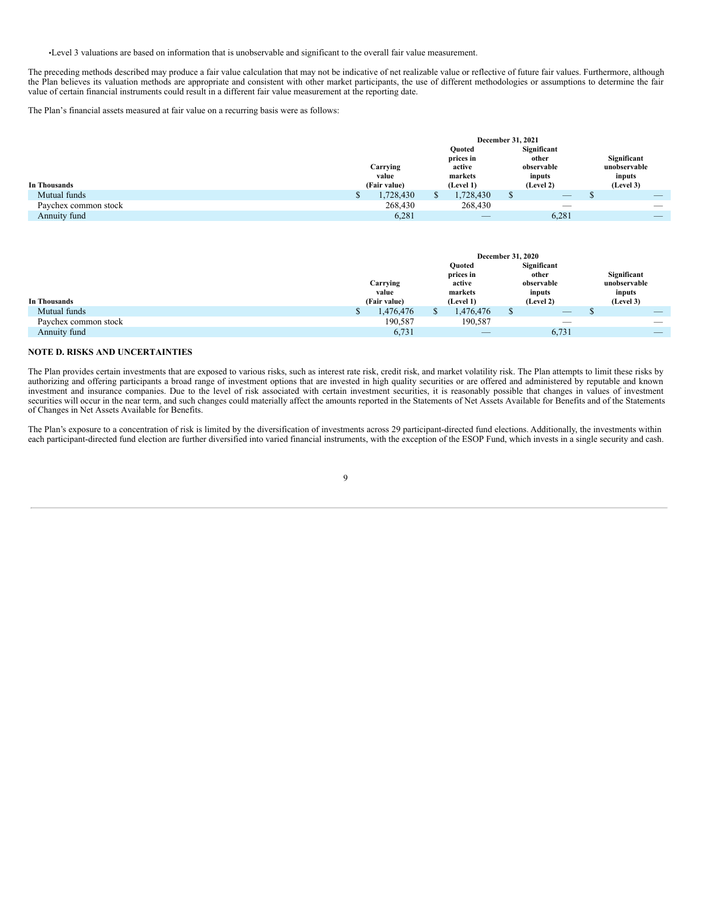- Level 3 valuations are based on information that is unobservable and significant to the overall fair value measurement.

The preceding methods described may produce a fair value calculation that may not be indicative of net realizable value or reflective of future fair values. Furthermore, although the Plan believes its valuation methods are appropriate and consistent with other market participants, the use of different methodologies or assumptions to determine the fair value of certain financial instruments could result in a different fair value measurement at the reporting date.

The Plan's financial assets measured at fair value on a recurring basis were as follows:

| | December 31, 2021 | | | |
|---|---|---|---|---|
| In Thousands | Carrying value (Fair value) | Quoted prices in active markets (Level 1) | Significant other observable inputs (Level 2) | Significant unobservable inputs (Level 3) |
| Mutual funds | $ 1,728,430 | $ 1,728,430 | $ — | $ — |
| Paychex common stock | 268,430 | 268,430 | — | — |
| Annuity fund | 6,281 | — | 6,281 | — |

| | December 31, 2020 | | | |
|---|---|---|---|---|
| In Thousands | Carrying value (Fair value) | Quoted prices in active markets (Level 1) | Significant other observable inputs (Level 2) | Significant unobservable inputs (Level 3) |
| Mutual funds | $ 1,476,476 | $ 1,476,476 | $ — | $ — |
| Paychex common stock | 190,587 | 190,587 | — | — |
| Annuity fund | 6,731 | — | 6,731 | — |

## NOTE D. RISKS AND UNCERTAINTIES

The Plan provides certain investments that are exposed to various risks, such as interest rate risk, credit risk, and market volatility risk. The Plan attempts to limit these risks by authorizing and offering participants a broad range of investment options that are invested in high quality securities or are offered and administered by reputable and known investment and insurance companies. Due to the level of risk associated with certain investment securities, it is reasonably possible that changes in values of investment securities will occur in the near term, and such changes could materially affect the amounts reported in the Statements of Net Assets Available for Benefits and of the Statements of Changes in Net Assets Available for Benefits.

The Plan's exposure to a concentration of risk is limited by the diversification of investments across 29 participant-directed fund elections. Additionally, the investments within each participant-directed fund election are further diversified into varied financial instruments, with the exception of the ESOP Fund, which invests in a single security and cash.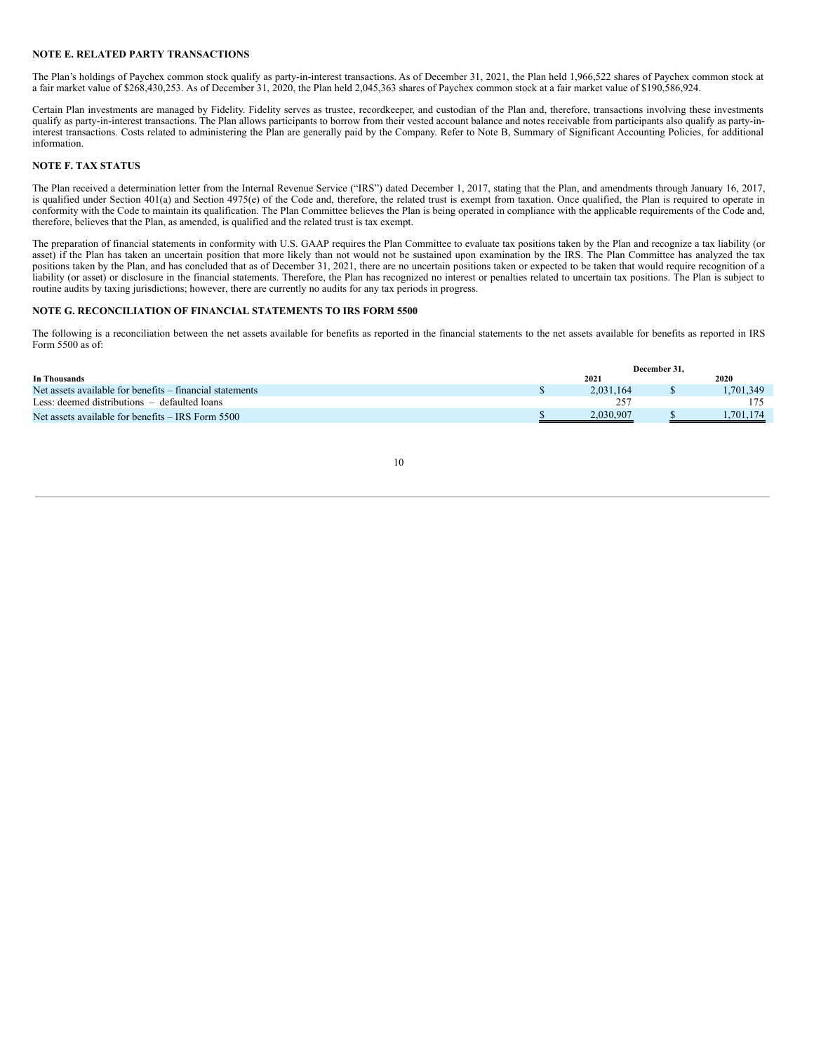## NOTE E. RELATED PARTY TRANSACTIONS

The Plan's holdings of Paychex common stock qualify as party-in-interest transactions. As of December 31, 2021, the Plan held 1,966,522 shares of Paychex common stock at a fair market value of $268,430,253. As of December 31, 2020, the Plan held 2,045,363 shares of Paychex common stock at a fair market value of $190,586,924.

Certain Plan investments are managed by Fidelity. Fidelity serves as trustee, recordkeeper, and custodian of the Plan and, therefore, transactions involving these investments qualify as party-in-interest transactions. The Plan allows participants to borrow from their vested account balance and notes receivable from participants also qualify as party-in-interest transactions. Costs related to administering the Plan are generally paid by the Company. Refer to Note B, Summary of Significant Accounting Policies, for additional information.

## NOTE F. TAX STATUS

The Plan received a determination letter from the Internal Revenue Service ("IRS") dated December 1, 2017, stating that the Plan, and amendments through January 16, 2017, is qualified under Section 401(a) and Section 4975(e) of the Code and, therefore, the related trust is exempt from taxation. Once qualified, the Plan is required to operate in conformity with the Code to maintain its qualification. The Plan Committee believes the Plan is being operated in compliance with the applicable requirements of the Code and, therefore, believes that the Plan, as amended, is qualified and the related trust is tax exempt.

The preparation of financial statements in conformity with U.S. GAAP requires the Plan Committee to evaluate tax positions taken by the Plan and recognize a tax liability (or asset) if the Plan has taken an uncertain position that more likely than not would not be sustained upon examination by the IRS. The Plan Committee has analyzed the tax positions taken by the Plan, and has concluded that as of December 31, 2021, there are no uncertain positions taken or expected to be taken that would require recognition of a liability (or asset) or disclosure in the financial statements. Therefore, the Plan has recognized no interest or penalties related to uncertain tax positions. The Plan is subject to routine audits by taxing jurisdictions; however, there are currently no audits for any tax periods in progress.

## NOTE G. RECONCILIATION OF FINANCIAL STATEMENTS TO IRS FORM 5500

The following is a reconciliation between the net assets available for benefits as reported in the financial statements to the net assets available for benefits as reported in IRS Form 5500 as of:

| | December 31, | |
|---|---|---|
| **In Thousands** | **2021** | **2020** |
| Net assets available for benefits – financial statements | $ 2,031,164 | $ 1,701,349 |
| Less: deemed distributions – defaulted loans | 257 | 175 |
| Net assets available for benefits – IRS Form 5500 | $ 2,030,907 | $ 1,701,174 |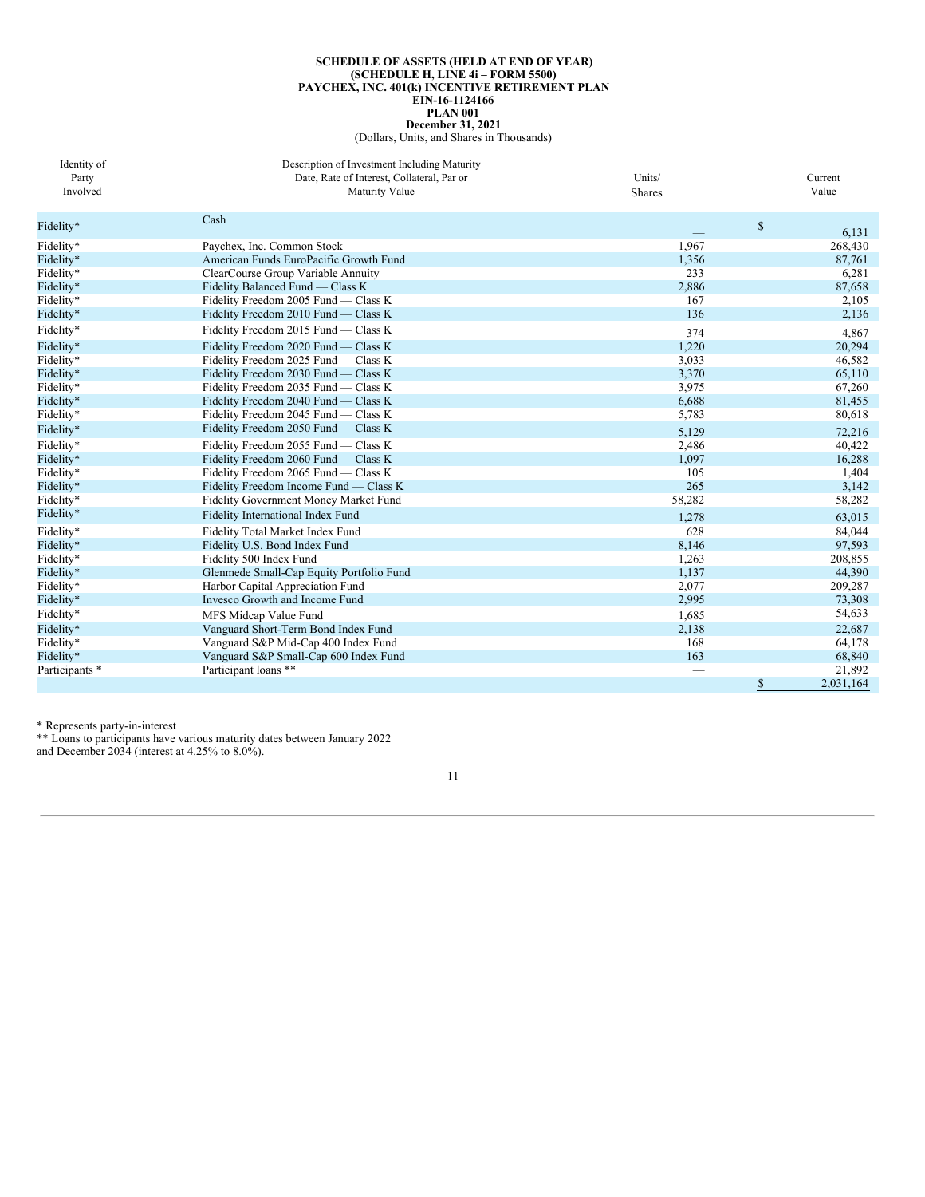**SCHEDULE OF ASSETS (HELD AT END OF YEAR)**
**(SCHEDULE H, LINE 4i – FORM 5500)**
**PAYCHEX, INC. 401(k) INCENTIVE RETIREMENT PLAN**
**EIN-16-1124166**
**PLAN 001**
**December 31, 2021**
(Dollars, Units, and Shares in Thousands)

| Identity of Party Involved | Description of Investment Including Maturity Date, Rate of Interest, Collateral, Par or Maturity Value | Units/ Shares | Current Value |
|---|---|---|---|
| Fidelity* | Cash | — | $ 6,131 |
| Fidelity* | Paychex, Inc. Common Stock | 1,967 | 268,430 |
| Fidelity* | American Funds EuroPacific Growth Fund | 1,356 | 87,761 |
| Fidelity* | ClearCourse Group Variable Annuity | 233 | 6,281 |
| Fidelity* | Fidelity Balanced Fund — Class K | 2,886 | 87,658 |
| Fidelity* | Fidelity Freedom 2005 Fund — Class K | 167 | 2,105 |
| Fidelity* | Fidelity Freedom 2010 Fund — Class K | 136 | 2,136 |
| Fidelity* | Fidelity Freedom 2015 Fund — Class K | 374 | 4,867 |
| Fidelity* | Fidelity Freedom 2020 Fund — Class K | 1,220 | 20,294 |
| Fidelity* | Fidelity Freedom 2025 Fund — Class K | 3,033 | 46,582 |
| Fidelity* | Fidelity Freedom 2030 Fund — Class K | 3,370 | 65,110 |
| Fidelity* | Fidelity Freedom 2035 Fund — Class K | 3,975 | 67,260 |
| Fidelity* | Fidelity Freedom 2040 Fund — Class K | 6,688 | 81,455 |
| Fidelity* | Fidelity Freedom 2045 Fund — Class K | 5,783 | 80,618 |
| Fidelity* | Fidelity Freedom 2050 Fund — Class K | 5,129 | 72,216 |
| Fidelity* | Fidelity Freedom 2055 Fund — Class K | 2,486 | 40,422 |
| Fidelity* | Fidelity Freedom 2060 Fund — Class K | 1,097 | 16,288 |
| Fidelity* | Fidelity Freedom 2065 Fund — Class K | 105 | 1,404 |
| Fidelity* | Fidelity Freedom Income Fund — Class K | 265 | 3,142 |
| Fidelity* | Fidelity Government Money Market Fund | 58,282 | 58,282 |
| Fidelity* | Fidelity International Index Fund | 1,278 | 63,015 |
| Fidelity* | Fidelity Total Market Index Fund | 628 | 84,044 |
| Fidelity* | Fidelity U.S. Bond Index Fund | 8,146 | 97,593 |
| Fidelity* | Fidelity 500 Index Fund | 1,263 | 208,855 |
| Fidelity* | Glenmede Small-Cap Equity Portfolio Fund | 1,137 | 44,390 |
| Fidelity* | Harbor Capital Appreciation Fund | 2,077 | 209,287 |
| Fidelity* | Invesco Growth and Income Fund | 2,995 | 73,308 |
| Fidelity* | MFS Midcap Value Fund | 1,685 | 54,633 |
| Fidelity* | Vanguard Short-Term Bond Index Fund | 2,138 | 22,687 |
| Fidelity* | Vanguard S&P Mid-Cap 400 Index Fund | 168 | 64,178 |
| Fidelity* | Vanguard S&P Small-Cap 600 Index Fund | 163 | 68,840 |
| Participants * | Participant loans ** | — | 21,892 |
| | | | $ 2,031,164 |

\* Represents party-in-interest
\*\* Loans to participants have various maturity dates between January 2022 and December 2034 (interest at 4.25% to 8.0%).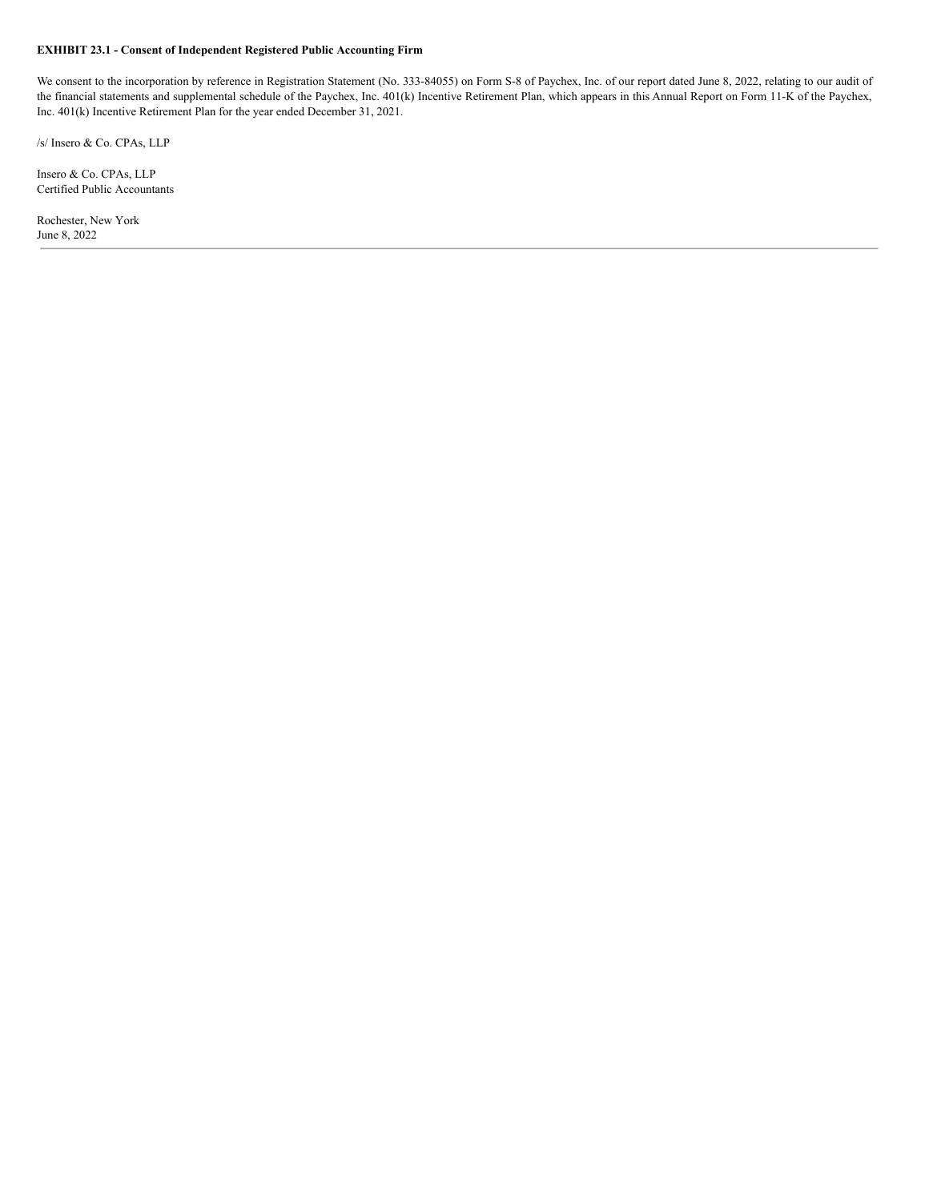**EXHIBIT 23.1 - Consent of Independent Registered Public Accounting Firm**

We consent to the incorporation by reference in Registration Statement (No. 333-84055) on Form S-8 of Paychex, Inc. of our report dated June 8, 2022, relating to our audit of the financial statements and supplemental schedule of the Paychex, Inc. 401(k) Incentive Retirement Plan, which appears in this Annual Report on Form 11-K of the Paychex, Inc. 401(k) Incentive Retirement Plan for the year ended December 31, 2021.

/s/ Insero & Co. CPAs, LLP

Insero & Co. CPAs, LLP
Certified Public Accountants

Rochester, New York
June 8, 2022